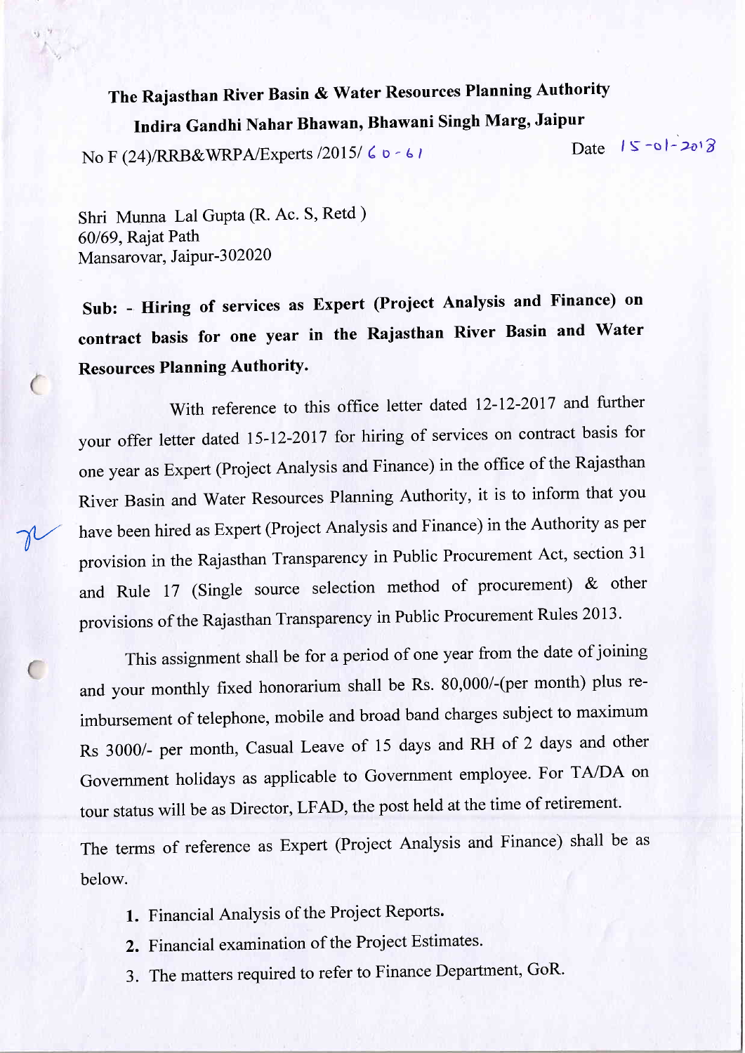# The Rajasthan River Basin & Water Resources Planning Authority

## Indira Gandhi Nahar Bhawan, Bhawani Singh Marg, Jaipur

No F (24)/RRB&WRPA/Experts /2015/ 60-61 Date 15-01-2018

Shri Munna Lal Gupta (R. Ac. S, Retd )
60/69, Rajat Path
Mansarovar, Jaipur-302020

**Sub: - Hiring of services as Expert (Project Analysis and Finance) on contract basis for one year in the Rajasthan River Basin and Water Resources Planning Authority.**

With reference to this office letter dated 12-12-2017 and further your offer letter dated 15-12-2017 for hiring of services on contract basis for one year as Expert (Project Analysis and Finance) in the office of the Rajasthan River Basin and Water Resources Planning Authority, it is to inform that you have been hired as Expert (Project Analysis and Finance) in the Authority as per provision in the Rajasthan Transparency in Public Procurement Act, section 31 and Rule 17 (Single source selection method of procurement) & other provisions of the Rajasthan Transparency in Public Procurement Rules 2013.

This assignment shall be for a period of one year from the date of joining and your monthly fixed honorarium shall be Rs. 80,000/-(per month) plus re-imbursement of telephone, mobile and broad band charges subject to maximum Rs 3000/- per month, Casual Leave of 15 days and RH of 2 days and other Government holidays as applicable to Government employee. For TA/DA on tour status will be as Director, LFAD, the post held at the time of retirement.

The terms of reference as Expert (Project Analysis and Finance) shall be as below.

1. Financial Analysis of the Project Reports.
2. Financial examination of the Project Estimates.
3. The matters required to refer to Finance Department, GoR.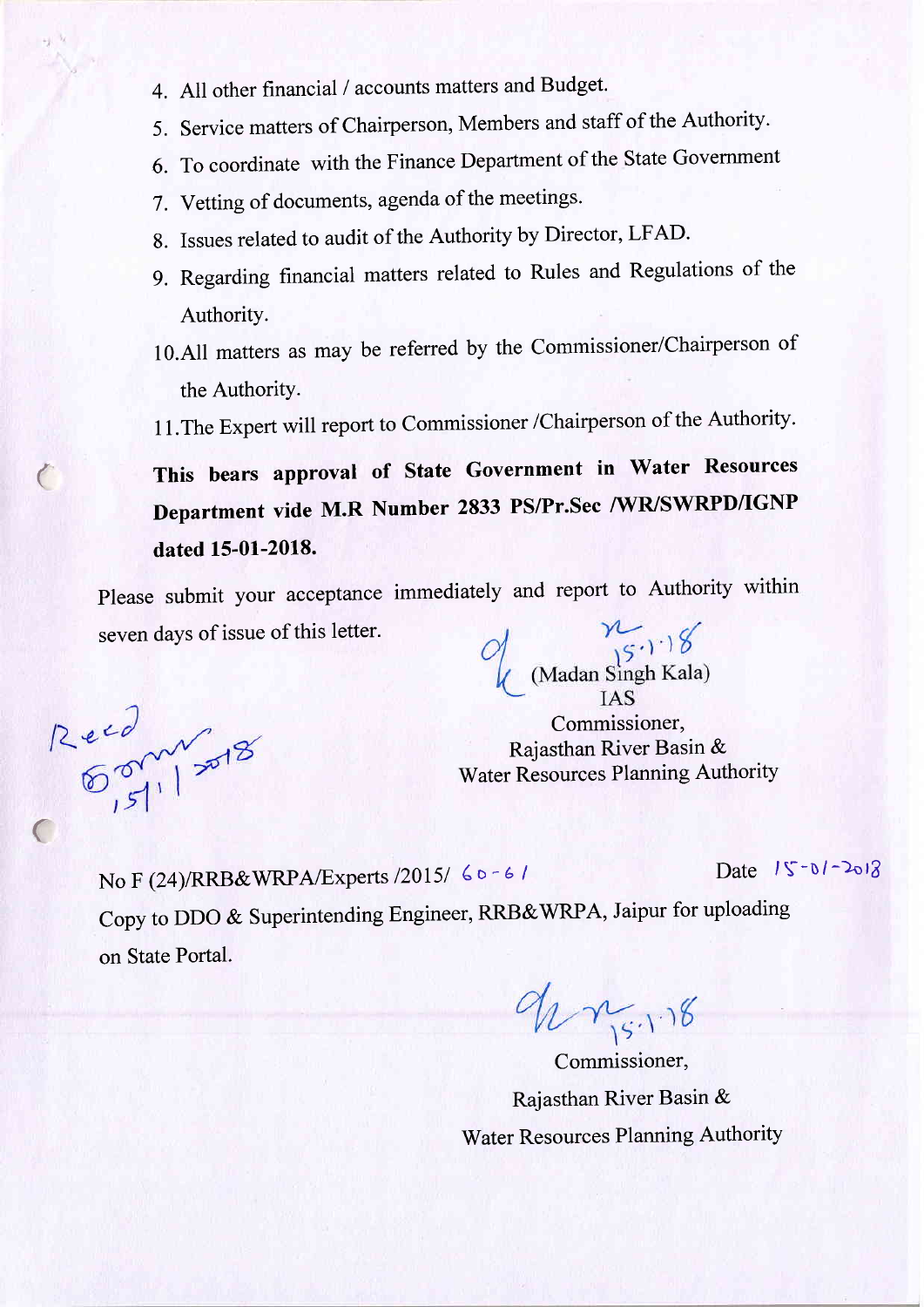4. All other financial / accounts matters and Budget.
5. Service matters of Chairperson, Members and staff of the Authority.
6. To coordinate with the Finance Department of the State Government
7. Vetting of documents, agenda of the meetings.
8. Issues related to audit of the Authority by Director, LFAD.
9. Regarding financial matters related to Rules and Regulations of the Authority.
10. All matters as may be referred by the Commissioner/Chairperson of the Authority.
11. The Expert will report to Commissioner /Chairperson of the Authority.

**This bears approval of State Government in Water Resources Department vide M.R Number 2833 PS/Pr.Sec /WR/SWRPD/IGNP dated 15-01-2018.**

Please submit your acceptance immediately and report to Authority within seven days of issue of this letter.

15.1.18

(Madan Singh Kala)
IAS
Commissioner,
Rajasthan River Basin &
Water Resources Planning Authority

Recd
15/1/2018

No F (24)/RRB&WRPA/Experts /2015/ 60-61 Date 15-01-2018

Copy to DDO & Superintending Engineer, RRB&WRPA, Jaipur for uploading on State Portal.

15.1.18

Commissioner,
Rajasthan River Basin &
Water Resources Planning Authority